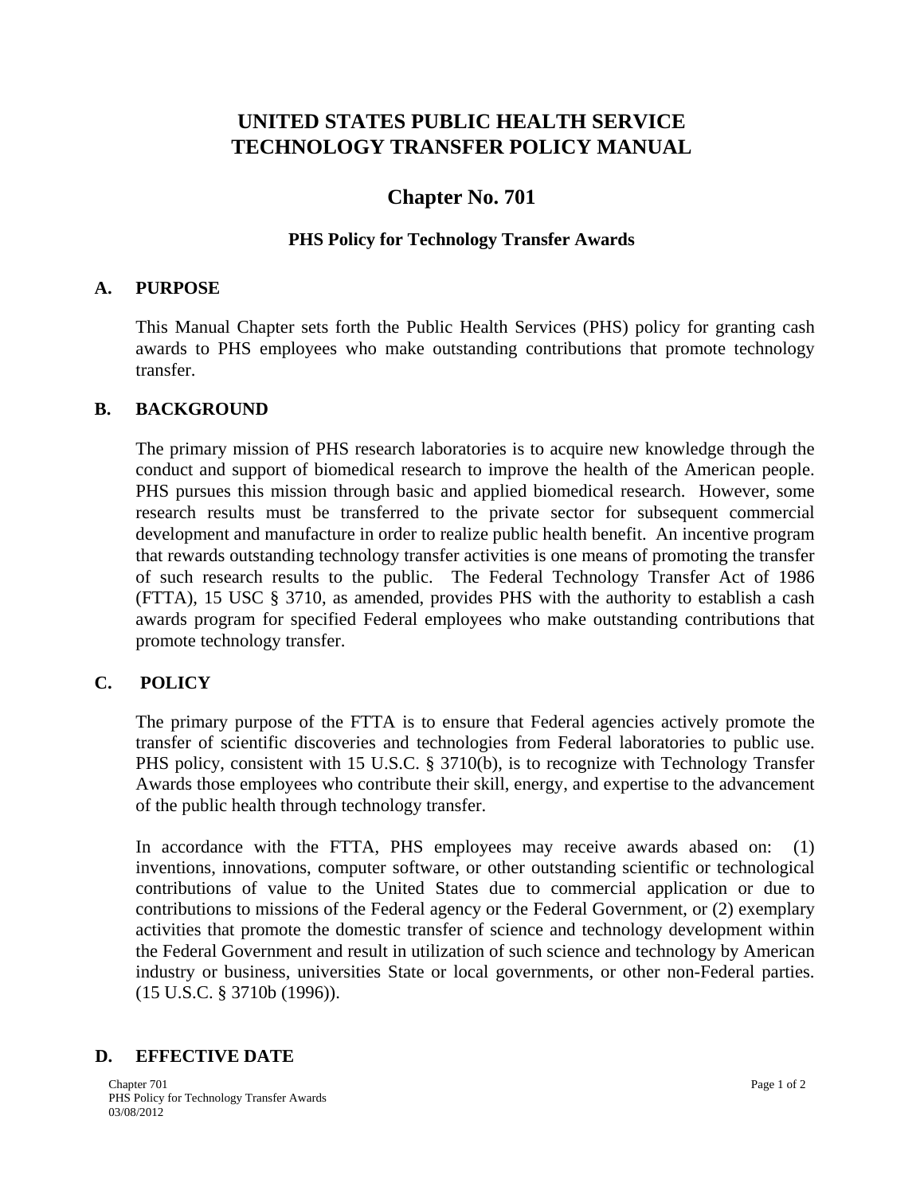# UNITED STATES PUBLIC HEALTH SERVICE TECHNOLOGY TRANSFER POLICY MANUAL

## Chapter No. 701

### PHS Policy for Technology Transfer Awards

**A. PURPOSE**

This Manual Chapter sets forth the Public Health Services (PHS) policy for granting cash awards to PHS employees who make outstanding contributions that promote technology transfer.

**B. BACKGROUND**

The primary mission of PHS research laboratories is to acquire new knowledge through the conduct and support of biomedical research to improve the health of the American people. PHS pursues this mission through basic and applied biomedical research. However, some research results must be transferred to the private sector for subsequent commercial development and manufacture in order to realize public health benefit. An incentive program that rewards outstanding technology transfer activities is one means of promoting the transfer of such research results to the public. The Federal Technology Transfer Act of 1986 (FTTA), 15 USC § 3710, as amended, provides PHS with the authority to establish a cash awards program for specified Federal employees who make outstanding contributions that promote technology transfer.

**C. POLICY**

The primary purpose of the FTTA is to ensure that Federal agencies actively promote the transfer of scientific discoveries and technologies from Federal laboratories to public use. PHS policy, consistent with 15 U.S.C. § 3710(b), is to recognize with Technology Transfer Awards those employees who contribute their skill, energy, and expertise to the advancement of the public health through technology transfer.

In accordance with the FTTA, PHS employees may receive awards abased on: (1) inventions, innovations, computer software, or other outstanding scientific or technological contributions of value to the United States due to commercial application or due to contributions to missions of the Federal agency or the Federal Government, or (2) exemplary activities that promote the domestic transfer of science and technology development within the Federal Government and result in utilization of such science and technology by American industry or business, universities State or local governments, or other non-Federal parties. (15 U.S.C. § 3710b (1996)).

**D. EFFECTIVE DATE**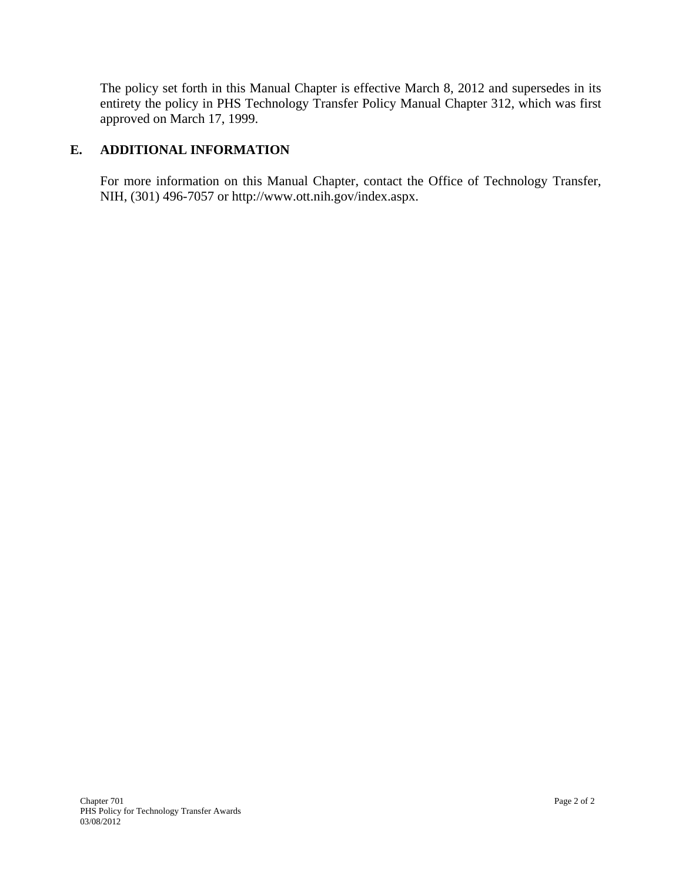The policy set forth in this Manual Chapter is effective March 8, 2012 and supersedes in its entirety the policy in PHS Technology Transfer Policy Manual Chapter 312, which was first approved on March 17, 1999.

## E. ADDITIONAL INFORMATION

For more information on this Manual Chapter, contact the Office of Technology Transfer, NIH, (301) 496-7057 or http://www.ott.nih.gov/index.aspx.